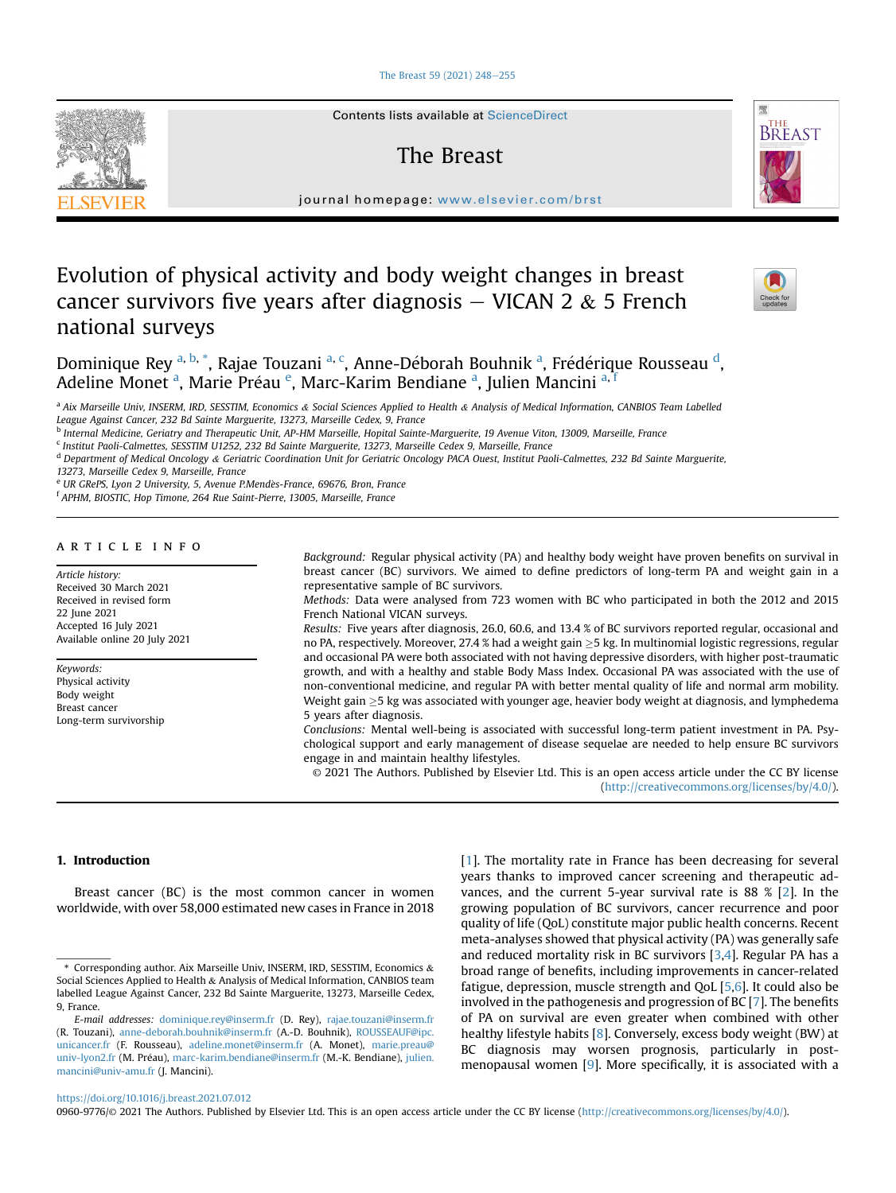# Evolution of physical activity and body weight changes in breast cancer survivors five years after diagnosis – VICAN 2 & 5 French national surveys

Dominique Rey [a, b, *], Rajae Touzani [a, c], Anne-Déborah Bouhnik [a], Frédérique Rousseau [d], Adeline Monet [a], Marie Préau [e], Marc-Karim Bendiane [a], Julien Mancini [a, f]

[a] Aix Marseille Univ, INSERM, IRD, SESSTIM, Economics & Social Sciences Applied to Health & Analysis of Medical Information, CANBIOS Team Labelled League Against Cancer, 232 Bd Sainte Marguerite, 13273, Marseille Cedex, 9, France

[b] Internal Medicine, Geriatry and Therapeutic Unit, AP-HM Marseille, Hopital Sainte-Marguerite, 19 Avenue Viton, 13009, Marseille, France

[c] Institut Paoli-Calmettes, SESSTIM U1252, 232 Bd Sainte Marguerite, 13273, Marseille Cedex 9, Marseille, France

[d] Department of Medical Oncology & Geriatric Coordination Unit for Geriatric Oncology PACA Ouest, Institut Paoli-Calmettes, 232 Bd Sainte Marguerite, 13273, Marseille Cedex 9, Marseille, France

[e] UR GRePS, Lyon 2 University, 5, Avenue P.Mendès-France, 69676, Bron, France

[f] APHM, BIOSTIC, Hop Timone, 264 Rue Saint-Pierre, 13005, Marseille, France

## ARTICLE INFO

*Article history:*
Received 30 March 2021
Received in revised form 22 June 2021
Accepted 16 July 2021
Available online 20 July 2021

*Keywords:*
Physical activity
Body weight
Breast cancer
Long-term survivorship

## ABSTRACT

*Background:* Regular physical activity (PA) and healthy body weight have proven benefits on survival in breast cancer (BC) survivors. We aimed to define predictors of long-term PA and weight gain in a representative sample of BC survivors.

*Methods:* Data were analysed from 723 women with BC who participated in both the 2012 and 2015 French National VICAN surveys.

*Results:* Five years after diagnosis, 26.0, 60.6, and 13.4 % of BC survivors reported regular, occasional and no PA, respectively. Moreover, 27.4 % had a weight gain ≥5 kg. In multinomial logistic regressions, regular and occasional PA were both associated with not having depressive disorders, with higher post-traumatic growth, and with a healthy and stable Body Mass Index. Occasional PA was associated with the use of non-conventional medicine, and regular PA with better mental quality of life and normal arm mobility. Weight gain ≥5 kg was associated with younger age, heavier body weight at diagnosis, and lymphedema 5 years after diagnosis.

*Conclusions:* Mental well-being is associated with successful long-term patient investment in PA. Psychological support and early management of disease sequelae are needed to help ensure BC survivors engage in and maintain healthy lifestyles.

© 2021 The Authors. Published by Elsevier Ltd. This is an open access article under the CC BY license (http://creativecommons.org/licenses/by/4.0/).

## 1. Introduction

Breast cancer (BC) is the most common cancer in women worldwide, with over 58,000 estimated new cases in France in 2018 [1]. The mortality rate in France has been decreasing for several years thanks to improved cancer screening and therapeutic advances, and the current 5-year survival rate is 88 % [2]. In the growing population of BC survivors, cancer recurrence and poor quality of life (QoL) constitute major public health concerns. Recent meta-analyses showed that physical activity (PA) was generally safe and reduced mortality risk in BC survivors [3,4]. Regular PA has a broad range of benefits, including improvements in cancer-related fatigue, depression, muscle strength and QoL [5,6]. It could also be involved in the pathogenesis and progression of BC [7]. The benefits of PA on survival are even greater when combined with other healthy lifestyle habits [8]. Conversely, excess body weight (BW) at BC diagnosis may worsen prognosis, particularly in post-menopausal women [9]. More specifically, it is associated with a

\* Corresponding author. Aix Marseille Univ, INSERM, IRD, SESSTIM, Economics & Social Sciences Applied to Health & Analysis of Medical Information, CANBIOS team labelled League Against Cancer, 232 Bd Sainte Marguerite, 13273, Marseille Cedex, 9, France.

*E-mail addresses:* dominique.rey@inserm.fr (D. Rey), rajae.touzani@inserm.fr (R. Touzani), anne-deborah.bouhnik@inserm.fr (A.-D. Bouhnik), ROUSSEAUF@ipc.unicancer.fr (F. Rousseau), adeline.monet@inserm.fr (A. Monet), marie.preau@univ-lyon2.fr (M. Préau), marc-karim.bendiane@inserm.fr (M.-K. Bendiane), julien.mancini@univ-amu.fr (J. Mancini).

https://doi.org/10.1016/j.breast.2021.07.012
0960-9776/© 2021 The Authors. Published by Elsevier Ltd. This is an open access article under the CC BY license (http://creativecommons.org/licenses/by/4.0/).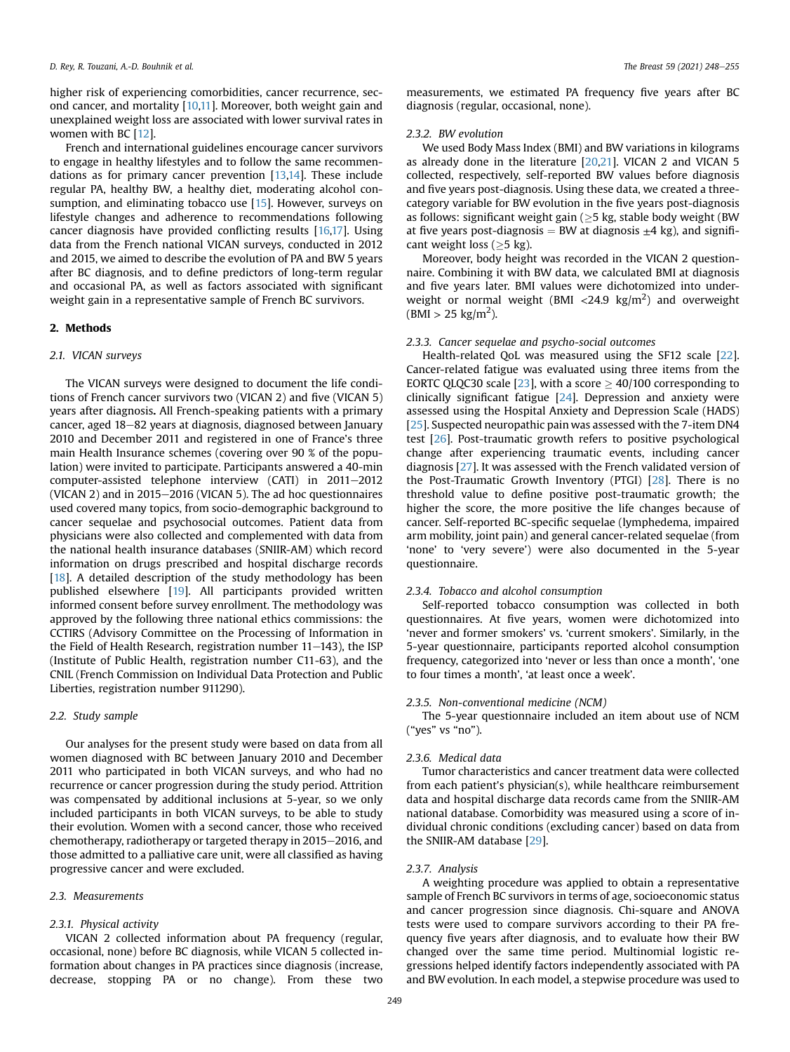higher risk of experiencing comorbidities, cancer recurrence, second cancer, and mortality [10,11]. Moreover, both weight gain and unexplained weight loss are associated with lower survival rates in women with BC [12].

French and international guidelines encourage cancer survivors to engage in healthy lifestyles and to follow the same recommendations as for primary cancer prevention [13,14]. These include regular PA, healthy BW, a healthy diet, moderating alcohol consumption, and eliminating tobacco use [15]. However, surveys on lifestyle changes and adherence to recommendations following cancer diagnosis have provided conflicting results [16,17]. Using data from the French national VICAN surveys, conducted in 2012 and 2015, we aimed to describe the evolution of PA and BW 5 years after BC diagnosis, and to define predictors of long-term regular and occasional PA, as well as factors associated with significant weight gain in a representative sample of French BC survivors.

## 2. Methods

### 2.1. VICAN surveys

The VICAN surveys were designed to document the life conditions of French cancer survivors two (VICAN 2) and five (VICAN 5) years after diagnosis**.** All French-speaking patients with a primary cancer, aged 18–82 years at diagnosis, diagnosed between January 2010 and December 2011 and registered in one of France's three main Health Insurance schemes (covering over 90 % of the population) were invited to participate. Participants answered a 40-min computer-assisted telephone interview (CATI) in 2011–2012 (VICAN 2) and in 2015–2016 (VICAN 5). The ad hoc questionnaires used covered many topics, from socio-demographic background to cancer sequelae and psychosocial outcomes. Patient data from physicians were also collected and complemented with data from the national health insurance databases (SNIIR-AM) which record information on drugs prescribed and hospital discharge records [18]. A detailed description of the study methodology has been published elsewhere [19]. All participants provided written informed consent before survey enrollment. The methodology was approved by the following three national ethics commissions: the CCTIRS (Advisory Committee on the Processing of Information in the Field of Health Research, registration number 11–143), the ISP (Institute of Public Health, registration number C11-63), and the CNIL (French Commission on Individual Data Protection and Public Liberties, registration number 911290).

### 2.2. Study sample

Our analyses for the present study were based on data from all women diagnosed with BC between January 2010 and December 2011 who participated in both VICAN surveys, and who had no recurrence or cancer progression during the study period. Attrition was compensated by additional inclusions at 5-year, so we only included participants in both VICAN surveys, to be able to study their evolution. Women with a second cancer, those who received chemotherapy, radiotherapy or targeted therapy in 2015–2016, and those admitted to a palliative care unit, were all classified as having progressive cancer and were excluded.

### 2.3. Measurements

#### 2.3.1. Physical activity

VICAN 2 collected information about PA frequency (regular, occasional, none) before BC diagnosis, while VICAN 5 collected information about changes in PA practices since diagnosis (increase, decrease, stopping PA or no change). From these two measurements, we estimated PA frequency five years after BC diagnosis (regular, occasional, none).

#### 2.3.2. BW evolution

We used Body Mass Index (BMI) and BW variations in kilograms as already done in the literature [20,21]. VICAN 2 and VICAN 5 collected, respectively, self-reported BW values before diagnosis and five years post-diagnosis. Using these data, we created a three-category variable for BW evolution in the five years post-diagnosis as follows: significant weight gain ($\geq$5 kg, stable body weight (BW at five years post-diagnosis = BW at diagnosis $\pm$4 kg), and significant weight loss ($\geq$5 kg).

Moreover, body height was recorded in the VICAN 2 questionnaire. Combining it with BW data, we calculated BMI at diagnosis and five years later. BMI values were dichotomized into underweight or normal weight (BMI <24.9 kg/m$^2$) and overweight (BMI > 25 kg/m$^2$).

#### 2.3.3. Cancer sequelae and psycho-social outcomes

Health-related QoL was measured using the SF12 scale [22]. Cancer-related fatigue was evaluated using three items from the EORTC QLQC30 scale [23], with a score $\geq$ 40/100 corresponding to clinically significant fatigue [24]. Depression and anxiety were assessed using the Hospital Anxiety and Depression Scale (HADS) [25]. Suspected neuropathic pain was assessed with the 7-item DN4 test [26]. Post-traumatic growth refers to positive psychological change after experiencing traumatic events, including cancer diagnosis [27]. It was assessed with the French validated version of the Post-Traumatic Growth Inventory (PTGI) [28]. There is no threshold value to define positive post-traumatic growth; the higher the score, the more positive the life changes because of cancer. Self-reported BC-specific sequelae (lymphedema, impaired arm mobility, joint pain) and general cancer-related sequelae (from 'none' to 'very severe') were also documented in the 5-year questionnaire.

#### 2.3.4. Tobacco and alcohol consumption

Self-reported tobacco consumption was collected in both questionnaires. At five years, women were dichotomized into 'never and former smokers' vs. 'current smokers'. Similarly, in the 5-year questionnaire, participants reported alcohol consumption frequency, categorized into 'never or less than once a month', 'one to four times a month', 'at least once a week'.

#### 2.3.5. Non-conventional medicine (NCM)

The 5-year questionnaire included an item about use of NCM ("yes" vs "no").

#### 2.3.6. Medical data

Tumor characteristics and cancer treatment data were collected from each patient's physician(s), while healthcare reimbursement data and hospital discharge data records came from the SNIIR-AM national database. Comorbidity was measured using a score of individual chronic conditions (excluding cancer) based on data from the SNIIR-AM database [29].

#### 2.3.7. Analysis

A weighting procedure was applied to obtain a representative sample of French BC survivors in terms of age, socioeconomic status and cancer progression since diagnosis. Chi-square and ANOVA tests were used to compare survivors according to their PA frequency five years after diagnosis, and to evaluate how their BW changed over the same time period. Multinomial logistic regressions helped identify factors independently associated with PA and BW evolution. In each model, a stepwise procedure was used to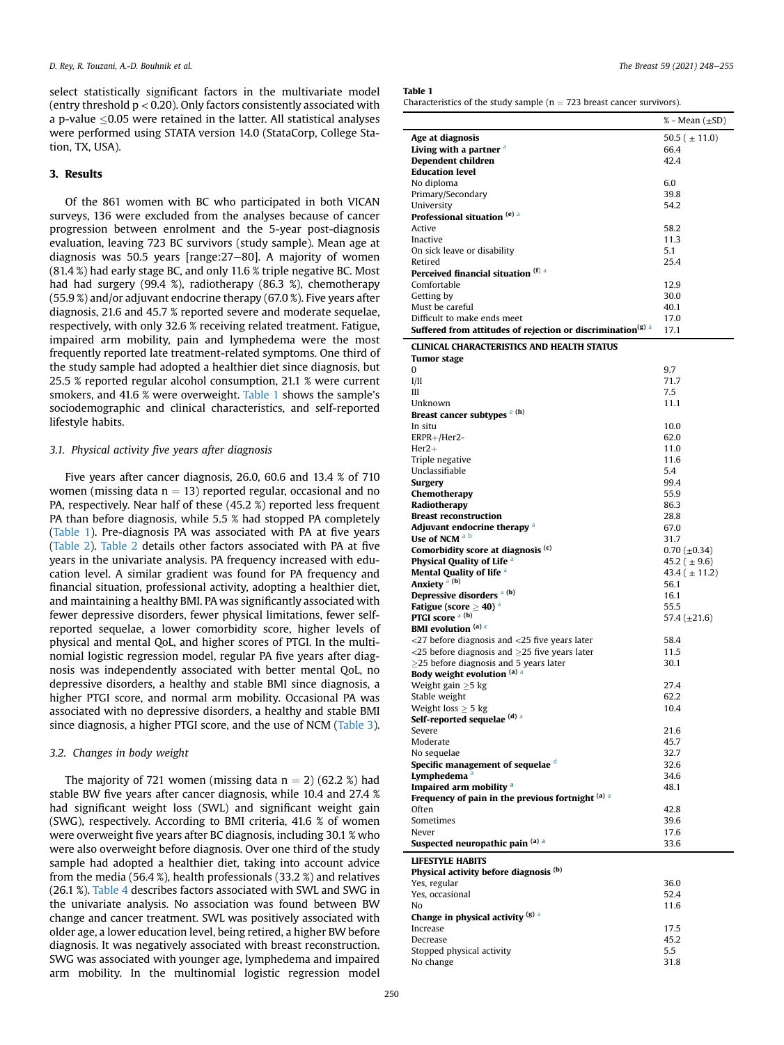select statistically significant factors in the multivariate model (entry threshold $p < 0.20$). Only factors consistently associated with a p-value $\leq 0.05$ were retained in the latter. All statistical analyses were performed using STATA version 14.0 (StataCorp, College Station, TX, USA).

## 3. Results

Of the 861 women with BC who participated in both VICAN surveys, 136 were excluded from the analyses because of cancer progression between enrolment and the 5-year post-diagnosis evaluation, leaving 723 BC survivors (study sample). Mean age at diagnosis was 50.5 years [range:27–80]. A majority of women (81.4 %) had early stage BC, and only 11.6 % triple negative BC. Most had had surgery (99.4 %), radiotherapy (86.3 %), chemotherapy (55.9 %) and/or adjuvant endocrine therapy (67.0 %). Five years after diagnosis, 21.6 and 45.7 % reported severe and moderate sequelae, respectively, with only 32.6 % receiving related treatment. Fatigue, impaired arm mobility, pain and lymphedema were the most frequently reported late treatment-related symptoms. One third of the study sample had adopted a healthier diet since diagnosis, but 25.5 % reported regular alcohol consumption, 21.1 % were current smokers, and 41.6 % were overweight. Table 1 shows the sample's sociodemographic and clinical characteristics, and self-reported lifestyle habits.

### 3.1. Physical activity five years after diagnosis

Five years after cancer diagnosis, 26.0, 60.6 and 13.4 % of 710 women (missing data n = 13) reported regular, occasional and no PA, respectively. Near half of these (45.2 %) reported less frequent PA than before diagnosis, while 5.5 % had stopped PA completely (Table 1). Pre-diagnosis PA was associated with PA at five years (Table 2). Table 2 details other factors associated with PA at five years in the univariate analysis. PA frequency increased with education level. A similar gradient was found for PA frequency and financial situation, professional activity, adopting a healthier diet, and maintaining a healthy BMI. PA was significantly associated with fewer depressive disorders, fewer physical limitations, fewer self-reported sequelae, a lower comorbidity score, higher levels of physical and mental QoL, and higher scores of PTGI. In the multinomial logistic regression model, regular PA five years after diagnosis was independently associated with better mental QoL, no depressive disorders, a healthy and stable BMI since diagnosis, a higher PTGI score, and normal arm mobility. Occasional PA was associated with no depressive disorders, a healthy and stable BMI since diagnosis, a higher PTGI score, and the use of NCM (Table 3).

### 3.2. Changes in body weight

The majority of 721 women (missing data n = 2) (62.2 %) had stable BW five years after cancer diagnosis, while 10.4 and 27.4 % had significant weight loss (SWL) and significant weight gain (SWG), respectively. According to BMI criteria, 41.6 % of women were overweight five years after BC diagnosis, including 30.1 % who were also overweight before diagnosis. Over one third of the study sample had adopted a healthier diet, taking into account advice from the media (56.4 %), health professionals (33.2 %) and relatives (26.1 %). Table 4 describes factors associated with SWL and SWG in the univariate analysis. No association was found between BW change and cancer treatment. SWL was positively associated with older age, a lower education level, being retired, a higher BW before diagnosis. It was negatively associated with breast reconstruction. SWG was associated with younger age, lymphedema and impaired arm mobility. In the multinomial logistic regression model

**Table 1**
Characteristics of the study sample (n = 723 breast cancer survivors).

| | % - Mean (±SD) |
|---|---|
| **Age at diagnosis** | 50.5 ( ± 11.0) |
| **Living with a partner** [a] | 66.4 |
| **Dependent children** | 42.4 |
| **Education level** | |
| No diploma | 6.0 |
| Primary/Secondary | 39.8 |
| University | 54.2 |
| **Professional situation** [(e)] [a] | |
| Active | 58.2 |
| Inactive | 11.3 |
| On sick leave or disability | 5.1 |
| Retired | 25.4 |
| **Perceived financial situation** [(f)] [a] | |
| Comfortable | 12.9 |
| Getting by | 30.0 |
| Must be careful | 40.1 |
| Difficult to make ends meet | 17.0 |
| **Suffered from attitudes of rejection or discrimination**[(g)] [a] | 17.1 |
| **CLINICAL CHARACTERISTICS AND HEALTH STATUS** | |
| **Tumor stage** | |
| 0 | 9.7 |
| I/II | 71.7 |
| III | 7.5 |
| Unknown | 11.1 |
| **Breast cancer subtypes** [e] [(h)] | |
| In situ | 10.0 |
| ERPR+/Her2- | 62.0 |
| Her2+ | 11.0 |
| Triple negative | 11.6 |
| Unclassifiable | 5.4 |
| **Surgery** | 99.4 |
| **Chemotherapy** | 55.9 |
| **Radiotherapy** | 86.3 |
| **Breast reconstruction** | 28.8 |
| **Adjuvant endocrine therapy** [a] | 67.0 |
| **Use of NCM** [a] [b] | 31.7 |
| **Comorbidity score at diagnosis** [(c)] | 0.70 (±0.34) |
| **Physical Quality of Life** [a] | 45.2 ( ± 9.6) |
| **Mental Quality of life** [a] | 43.4 ( ± 11.2) |
| **Anxiety** [a] [(b)] | 56.1 |
| **Depressive disorders** [a] [(b)] | 16.1 |
| **Fatigue (score ≥ 40)** [a] | 55.5 |
| **PTGI score** [a] [(b)] | 57.4 (±21.6) |
| **BMI evolution** [(a)] [c] | |
| <27 before diagnosis and <25 five years later | 58.4 |
| <25 before diagnosis and ≥25 five years later | 11.5 |
| ≥25 before diagnosis and 5 years later | 30.1 |
| **Body weight evolution** [(a)] [a] | |
| Weight gain ≥5 kg | 27.4 |
| Stable weight | 62.2 |
| Weight loss ≥ 5 kg | 10.4 |
| **Self-reported sequelae** [(d)] [a] | |
| Severe | 21.6 |
| Moderate | 45.7 |
| No sequelae | 32.7 |
| **Specific management of sequelae** [d] | 32.6 |
| **Lymphedema** [a] | 34.6 |
| **Impaired arm mobility** [a] | 48.1 |
| **Frequency of pain in the previous fortnight** [(a)] [a] | |
| Often | 42.8 |
| Sometimes | 39.6 |
| Never | 17.6 |
| **Suspected neuropathic pain** [(a)] [a] | 33.6 |
| **LIFESTYLE HABITS** | |
| **Physical activity before diagnosis** [(b)] | |
| Yes, regular | 36.0 |
| Yes, occasional | 52.4 |
| No | 11.6 |
| **Change in physical activity** [(g)] [a] | |
| Increase | 17.5 |
| Decrease | 45.2 |
| Stopped physical activity | 5.5 |
| No change | 31.8 |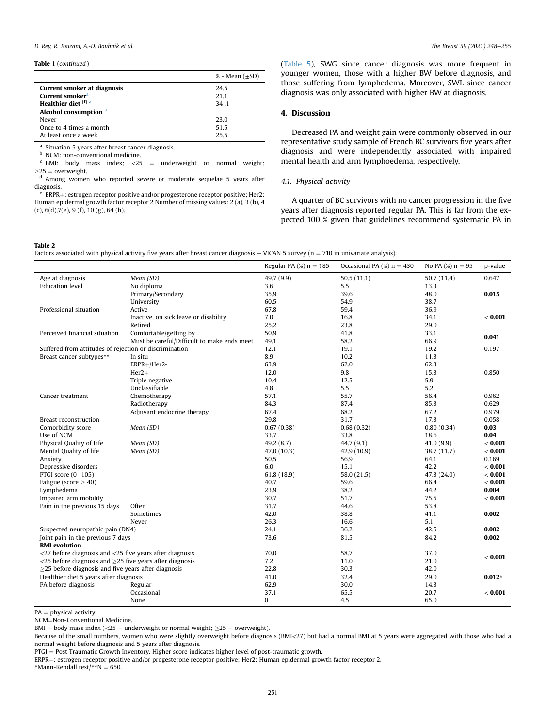**Table 1** (*continued*)

| | % - Mean (±SD) |
|---|---|
| **Current smoker at diagnosis** | 24.5 |
| **Current smoker**[a] | 21.1 |
| **Healthier diet** [(f) a] | 34 .1 |
| **Alcohol consumption** [a] | |
| Never | 23.0 |
| Once to 4 times a month | 51.5 |
| At least once a week | 25.5 |

[a] Situation 5 years after breast cancer diagnosis.
[b] NCM: non-conventional medicine.
[c] BMI: body mass index; <25 = underweight or normal weight; ≥25 = overweight.
[d] Among women who reported severe or moderate sequelae 5 years after diagnosis.
[e] ERPR+: estrogen receptor positive and/or progesterone receptor positive; Her2: Human epidermal growth factor receptor 2 Number of missing values: 2 (a), 3 (b), 4 (c), 6(d),7(e), 9 (f), 10 (g), 64 (h).

(Table 5), SWG since cancer diagnosis was more frequent in younger women, those with a higher BW before diagnosis, and those suffering from lymphedema. Moreover, SWL since cancer diagnosis was only associated with higher BW at diagnosis.

## 4. Discussion

Decreased PA and weight gain were commonly observed in our representative study sample of French BC survivors five years after diagnosis and were independently associated with impaired mental health and arm lymphoedema, respectively.

### 4.1. Physical activity

A quarter of BC survivors with no cancer progression in the five years after diagnosis reported regular PA. This is far from the expected 100 % given that guidelines recommend systematic PA in

**Table 2**
Factors associated with physical activity five years after breast cancer diagnosis − VICAN 5 survey (n = 710 in univariate analysis).

| | | Regular PA (%) n = 185 | Occasional PA (%) n = 430 | No PA (%) n = 95 | p-value |
|---|---|---|---|---|---|
| Age at diagnosis | *Mean (SD)* | 49.7 (9.9) | 50.5 (11.1) | 50.7 (11.4) | 0.647 |
| Education level | No diploma | 3.6 | 5.5 | 13.3 | |
| | Primary/Secondary | 35.9 | 39.6 | 48.0 | **0.015** |
| | University | 60.5 | 54.9 | 38.7 | |
| Professional situation | Active | 67.8 | 59.4 | 36.9 | |
| | Inactive, on sick leave or disability | 7.0 | 16.8 | 34.1 | **< 0.001** |
| | Retired | 25.2 | 23.8 | 29.0 | |
| Perceived financial situation | Comfortable/getting by | 50.9 | 41.8 | 33.1 | **0.041** |
| | Must be careful/Difficult to make ends meet | 49.1 | 58.2 | 66.9 | |
| Suffered from attitudes of rejection or discrimination | | 12.1 | 19.1 | 19.2 | 0.197 |
| Breast cancer subtypes** | In situ | 8.9 | 10.2 | 11.3 | |
| | ERPR+/Her2- | 63.9 | 62.0 | 62.3 | |
| | Her2+ | 12.0 | 9.8 | 15.3 | 0.850 |
| | Triple negative | 10.4 | 12.5 | 5.9 | |
| | Unclassifiable | 4.8 | 5.5 | 5.2 | |
| Cancer treatment | Chemotherapy | 57.1 | 55.7 | 56.4 | 0.962 |
| | Radiotherapy | 84.3 | 87.4 | 85.3 | 0.629 |
| | Adjuvant endocrine therapy | 67.4 | 68.2 | 67.2 | 0.979 |
| Breast reconstruction | | 29.8 | 31.7 | 17.3 | 0.058 |
| Comorbidity score | *Mean (SD)* | 0.67 (0.38) | 0.68 (0.32) | 0.80 (0.34) | **0.03** |
| Use of NCM | | 33.7 | 33.8 | 18.6 | **0.04** |
| Physical Quality of Life | *Mean (SD)* | 49.2 (8.7) | 44.7 (9.1) | 41.0 (9.9) | **< 0.001** |
| Mental Quality of life | *Mean (SD)* | 47.0 (10.3) | 42.9 (10.9) | 38.7 (11.7) | **< 0.001** |
| Anxiety | | 50.5 | 56.9 | 64.1 | 0.169 |
| Depressive disorders | | 6.0 | 15.1 | 42.2 | **< 0.001** |
| PTGI score (0−105) | | 61.8 (18.9) | 58.0 (21.5) | 47.3 (24.0) | **< 0.001** |
| Fatigue (score ≥ 40) | | 40.7 | 59.6 | 66.4 | **< 0.001** |
| Lymphedema | | 23.9 | 38.2 | 44.2 | **0.004** |
| Impaired arm mobility | | 30.7 | 51.7 | 75.5 | **< 0.001** |
| Pain in the previous 15 days | Often | 31.7 | 44.6 | 53.8 | |
| | Sometimes | 42.0 | 38.8 | 41.1 | **0.002** |
| | Never | 26.3 | 16.6 | 5.1 | |
| Suspected neuropathic pain (DN4) | | 24.1 | 36.2 | 42.5 | **0.002** |
| Joint pain in the previous 7 days | | 73.6 | 81.5 | 84.2 | **0.002** |
| **BMI evolution** | | | | | |
| <27 before diagnosis and <25 five years after diagnosis | | 70.0 | 58.7 | 37.0 | **< 0.001** |
| <25 before diagnosis and ≥25 five years after diagnosis | | 7.2 | 11.0 | 21.0 | |
| ≥25 before diagnosis and five years after diagnosis | | 22.8 | 30.3 | 42.0 | |
| Healthier diet 5 years after diagnosis | | 41.0 | 32.4 | 29.0 | **0.012*** |
| PA before diagnosis | Regular | 62.9 | 30.0 | 14.3 | |
| | Occasional | 37.1 | 65.5 | 20.7 | **< 0.001** |
| | None | 0 | 4.5 | 65.0 | |

PA = physical activity.
NCM=Non-Conventional Medicine.
BMI = body mass index (<25 = underweight or normal weight; ≥25 = overweight).
Because of the small numbers, women who were slightly overweight before diagnosis (BMI<27) but had a normal BMI at 5 years were aggregated with those who had a normal weight before diagnosis and 5 years after diagnosis.
PTGI = Post Traumatic Growth Inventory. Higher score indicates higher level of post-traumatic growth.
ERPR+: estrogen receptor positive and/or progesterone receptor positive; Her2: Human epidermal growth factor receptor 2.
*Mann-Kendall test/**N = 650.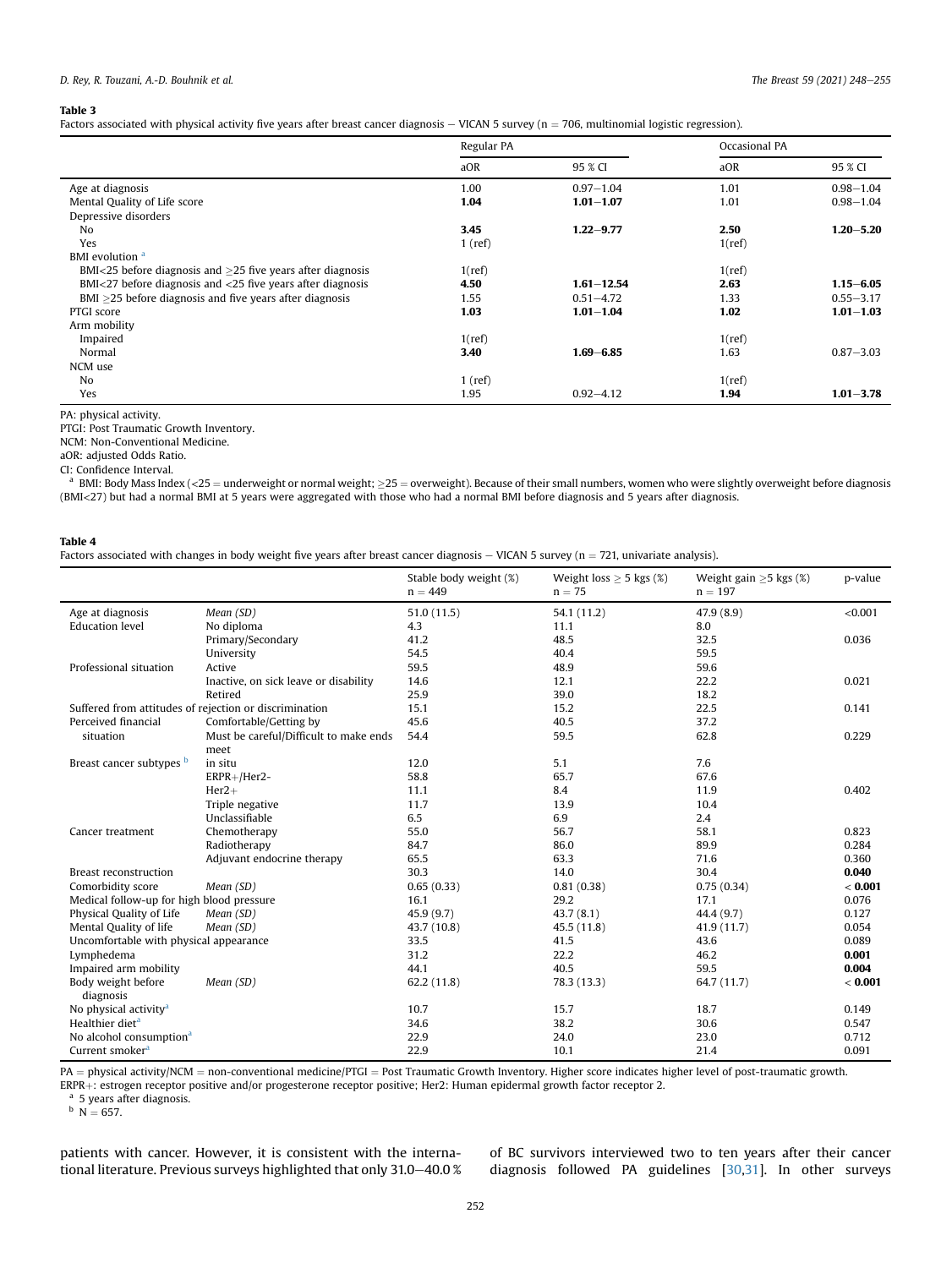**Table 3**
Factors associated with physical activity five years after breast cancer diagnosis – VICAN 5 survey (n = 706, multinomial logistic regression).

| | Regular PA | | Occasional PA | |
|---|---|---|---|---|
| | aOR | 95 % CI | aOR | 95 % CI |
| Age at diagnosis | 1.00 | 0.97–1.04 | 1.01 | 0.98–1.04 |
| Mental Quality of Life score | **1.04** | **1.01–1.07** | 1.01 | 0.98–1.04 |
| Depressive disorders | | | | |
| No | **3.45** | **1.22–9.77** | **2.50** | **1.20–5.20** |
| Yes | 1 (ref) | | 1(ref) | |
| BMI evolution [a] | | | | |
| BMI<25 before diagnosis and ≥25 five years after diagnosis | 1(ref) | | 1(ref) | |
| BMI<27 before diagnosis and <25 five years after diagnosis | **4.50** | **1.61–12.54** | **2.63** | **1.15–6.05** |
| BMI ≥25 before diagnosis and five years after diagnosis | 1.55 | 0.51–4.72 | 1.33 | 0.55–3.17 |
| PTGI score | **1.03** | **1.01–1.04** | **1.02** | **1.01–1.03** |
| Arm mobility | | | | |
| Impaired | 1(ref) | | 1(ref) | |
| Normal | **3.40** | **1.69–6.85** | 1.63 | 0.87–3.03 |
| NCM use | | | | |
| No | 1 (ref) | | 1(ref) | |
| Yes | 1.95 | 0.92–4.12 | **1.94** | **1.01–3.78** |

PA: physical activity.
PTGI: Post Traumatic Growth Inventory.
NCM: Non-Conventional Medicine.
aOR: adjusted Odds Ratio.
CI: Confidence Interval.
[a] BMI: Body Mass Index (<25 = underweight or normal weight; ≥25 = overweight). Because of their small numbers, women who were slightly overweight before diagnosis (BMI<27) but had a normal BMI at 5 years were aggregated with those who had a normal BMI before diagnosis and 5 years after diagnosis.

**Table 4**
Factors associated with changes in body weight five years after breast cancer diagnosis – VICAN 5 survey (n = 721, univariate analysis).

| | | Stable body weight (%) n = 449 | Weight loss ≥ 5 kgs (%) n = 75 | Weight gain ≥5 kgs (%) n = 197 | p-value |
|---|---|---|---|---|---|
| Age at diagnosis | *Mean (SD)* | 51.0 (11.5) | 54.1 (11.2) | 47.9 (8.9) | <0.001 |
| Education level | No diploma | 4.3 | 11.1 | 8.0 | |
| | Primary/Secondary | 41.2 | 48.5 | 32.5 | 0.036 |
| | University | 54.5 | 40.4 | 59.5 | |
| Professional situation | Active | 59.5 | 48.9 | 59.6 | |
| | Inactive, on sick leave or disability | 14.6 | 12.1 | 22.2 | 0.021 |
| | Retired | 25.9 | 39.0 | 18.2 | |
| Suffered from attitudes of rejection or discrimination | | 15.1 | 15.2 | 22.5 | 0.141 |
| Perceived financial situation | Comfortable/Getting by | 45.6 | 40.5 | 37.2 | |
| | Must be careful/Difficult to make ends meet | 54.4 | 59.5 | 62.8 | 0.229 |
| Breast cancer subtypes [b] | in situ | 12.0 | 5.1 | 7.6 | |
| | ERPR+/Her2- | 58.8 | 65.7 | 67.6 | |
| | Her2+ | 11.1 | 8.4 | 11.9 | 0.402 |
| | Triple negative | 11.7 | 13.9 | 10.4 | |
| | Unclassifiable | 6.5 | 6.9 | 2.4 | |
| Cancer treatment | Chemotherapy | 55.0 | 56.7 | 58.1 | 0.823 |
| | Radiotherapy | 84.7 | 86.0 | 89.9 | 0.284 |
| | Adjuvant endocrine therapy | 65.5 | 63.3 | 71.6 | 0.360 |
| Breast reconstruction | | 30.3 | 14.0 | 30.4 | **0.040** |
| Comorbidity score | *Mean (SD)* | 0.65 (0.33) | 0.81 (0.38) | 0.75 (0.34) | **< 0.001** |
| Medical follow-up for high blood pressure | | 16.1 | 29.2 | 17.1 | 0.076 |
| Physical Quality of Life | *Mean (SD)* | 45.9 (9.7) | 43.7 (8.1) | 44.4 (9.7) | 0.127 |
| Mental Quality of life | *Mean (SD)* | 43.7 (10.8) | 45.5 (11.8) | 41.9 (11.7) | 0.054 |
| Uncomfortable with physical appearance | | 33.5 | 41.5 | 43.6 | 0.089 |
| Lymphedema | | 31.2 | 22.2 | 46.2 | **0.001** |
| Impaired arm mobility | | 44.1 | 40.5 | 59.5 | **0.004** |
| Body weight before diagnosis | *Mean (SD)* | 62.2 (11.8) | 78.3 (13.3) | 64.7 (11.7) | **< 0.001** |
| No physical activity[a] | | 10.7 | 15.7 | 18.7 | 0.149 |
| Healthier diet[a] | | 34.6 | 38.2 | 30.6 | 0.547 |
| No alcohol consumption[a] | | 22.9 | 24.0 | 23.0 | 0.712 |
| Current smoker[a] | | 22.9 | 10.1 | 21.4 | 0.091 |

PA = physical activity/NCM = non-conventional medicine/PTGI = Post Traumatic Growth Inventory. Higher score indicates higher level of post-traumatic growth.
ERPR+: estrogen receptor positive and/or progesterone receptor positive; Her2: Human epidermal growth factor receptor 2.
[a] 5 years after diagnosis.
[b] N = 657.

patients with cancer. However, it is consistent with the international literature. Previous surveys highlighted that only 31.0–40.0 % of BC survivors interviewed two to ten years after their cancer diagnosis followed PA guidelines [30,31]. In other surveys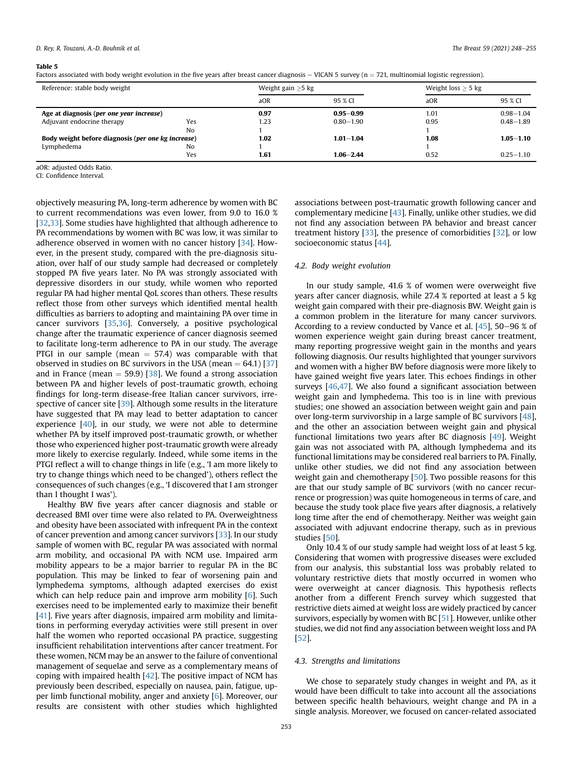**Table 5**

Factors associated with body weight evolution in the five years after breast cancer diagnosis − VICAN 5 survey (n = 721, multinomial logistic regression).

| Reference: stable body weight | | Weight gain ≥5 kg | | Weight loss ≥ 5 kg | |
|---|---|---|---|---|---|
| | | aOR | 95 % CI | aOR | 95 % CI |
| **Age at diagnosis (*per one year increase*)** | | **0.97** | **0.95−0.99** | 1.01 | 0.98−1.04 |
| Adjuvant endocrine therapy | Yes | 1.23 | 0.80−1.90 | 0.95 | 0.48−1.89 |
| | No | 1 | | 1 | |
| **Body weight before diagnosis (*per one kg increase*)** | | **1.02** | **1.01−1.04** | **1.08** | **1.05−1.10** |
| Lymphedema | No | 1 | | 1 | |
| | Yes | **1.61** | **1.06−2.44** | 0.52 | 0.25−1.10 |

aOR: adjusted Odds Ratio.
CI: Confidence Interval.

objectively measuring PA, long-term adherence by women with BC to current recommendations was even lower, from 9.0 to 16.0 % [32,33]. Some studies have highlighted that although adherence to PA recommendations by women with BC was low, it was similar to adherence observed in women with no cancer history [34]. However, in the present study, compared with the pre-diagnosis situation, over half of our study sample had decreased or completely stopped PA five years later. No PA was strongly associated with depressive disorders in our study, while women who reported regular PA had higher mental QoL scores than others. These results reflect those from other surveys which identified mental health difficulties as barriers to adopting and maintaining PA over time in cancer survivors [35,36]. Conversely, a positive psychological change after the traumatic experience of cancer diagnosis seemed to facilitate long-term adherence to PA in our study. The average PTGI in our sample (mean = 57.4) was comparable with that observed in studies on BC survivors in the USA (mean = 64.1) [37] and in France (mean = 59.9) [38]. We found a strong association between PA and higher levels of post-traumatic growth, echoing findings for long-term disease-free Italian cancer survivors, irrespective of cancer site [39]. Although some results in the literature have suggested that PA may lead to better adaptation to cancer experience [40], in our study, we were not able to determine whether PA by itself improved post-traumatic growth, or whether those who experienced higher post-traumatic growth were already more likely to exercise regularly. Indeed, while some items in the PTGI reflect a will to change things in life (e.g., 'I am more likely to try to change things which need to be changed'), others reflect the consequences of such changes (e.g., 'I discovered that I am stronger than I thought I was').

Healthy BW five years after cancer diagnosis and stable or decreased BMI over time were also related to PA. Overweightness and obesity have been associated with infrequent PA in the context of cancer prevention and among cancer survivors [33]. In our study sample of women with BC, regular PA was associated with normal arm mobility, and occasional PA with NCM use. Impaired arm mobility appears to be a major barrier to regular PA in the BC population. This may be linked to fear of worsening pain and lymphedema symptoms, although adapted exercises do exist which can help reduce pain and improve arm mobility [6]. Such exercises need to be implemented early to maximize their benefit [41]. Five years after diagnosis, impaired arm mobility and limitations in performing everyday activities were still present in over half the women who reported occasional PA practice, suggesting insufficient rehabilitation interventions after cancer treatment. For these women, NCM may be an answer to the failure of conventional management of sequelae and serve as a complementary means of coping with impaired health [42]. The positive impact of NCM has previously been described, especially on nausea, pain, fatigue, upper limb functional mobility, anger and anxiety [6]. Moreover, our results are consistent with other studies which highlighted associations between post-traumatic growth following cancer and complementary medicine [43]. Finally, unlike other studies, we did not find any association between PA behavior and breast cancer treatment history [33], the presence of comorbidities [32], or low socioeconomic status [44].

### 4.2. Body weight evolution

In our study sample, 41.6 % of women were overweight five years after cancer diagnosis, while 27.4 % reported at least a 5 kg weight gain compared with their pre-diagnosis BW. Weight gain is a common problem in the literature for many cancer survivors. According to a review conducted by Vance et al. [45], 50−96 % of women experience weight gain during breast cancer treatment, many reporting progressive weight gain in the months and years following diagnosis. Our results highlighted that younger survivors and women with a higher BW before diagnosis were more likely to have gained weight five years later. This echoes findings in other surveys [46,47]. We also found a significant association between weight gain and lymphedema. This too is in line with previous studies; one showed an association between weight gain and pain over long-term survivorship in a large sample of BC survivors [48], and the other an association between weight gain and physical functional limitations two years after BC diagnosis [49]. Weight gain was not associated with PA, although lymphedema and its functional limitations may be considered real barriers to PA. Finally, unlike other studies, we did not find any association between weight gain and chemotherapy [50]. Two possible reasons for this are that our study sample of BC survivors (with no cancer recurrence or progression) was quite homogeneous in terms of care, and because the study took place five years after diagnosis, a relatively long time after the end of chemotherapy. Neither was weight gain associated with adjuvant endocrine therapy, such as in previous studies [50].

Only 10.4 % of our study sample had weight loss of at least 5 kg. Considering that women with progressive diseases were excluded from our analysis, this substantial loss was probably related to voluntary restrictive diets that mostly occurred in women who were overweight at cancer diagnosis. This hypothesis reflects another from a different French survey which suggested that restrictive diets aimed at weight loss are widely practiced by cancer survivors, especially by women with BC [51]. However, unlike other studies, we did not find any association between weight loss and PA [52].

### 4.3. Strengths and limitations

We chose to separately study changes in weight and PA, as it would have been difficult to take into account all the associations between specific health behaviours, weight change and PA in a single analysis. Moreover, we focused on cancer-related associated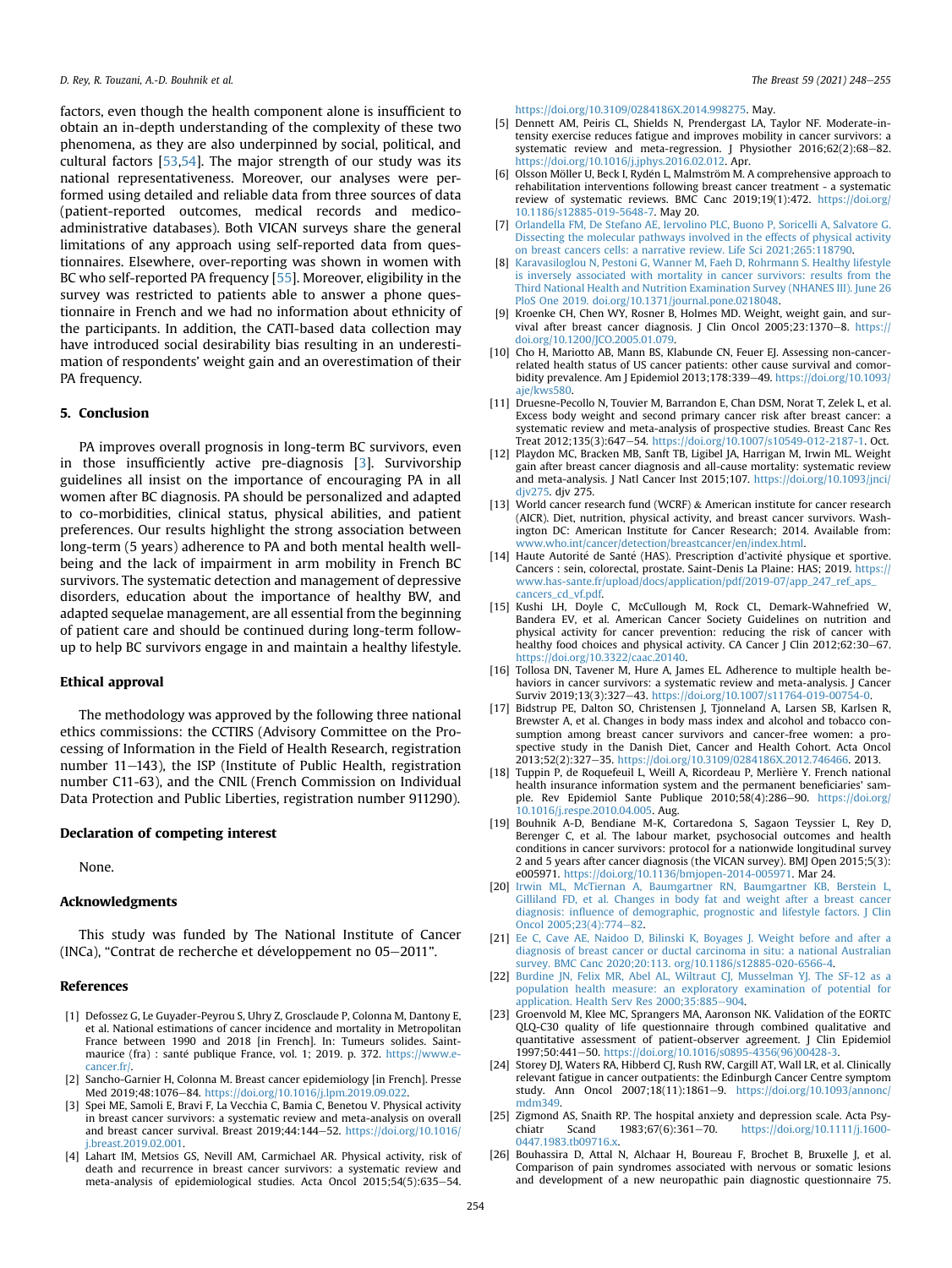factors, even though the health component alone is insufficient to obtain an in-depth understanding of the complexity of these two phenomena, as they are also underpinned by social, political, and cultural factors [53,54]. The major strength of our study was its national representativeness. Moreover, our analyses were performed using detailed and reliable data from three sources of data (patient-reported outcomes, medical records and medico-administrative databases). Both VICAN surveys share the general limitations of any approach using self-reported data from questionnaires. Elsewhere, over-reporting was shown in women with BC who self-reported PA frequency [55]. Moreover, eligibility in the survey was restricted to patients able to answer a phone questionnaire in French and we had no information about ethnicity of the participants. In addition, the CATI-based data collection may have introduced social desirability bias resulting in an underestimation of respondents' weight gain and an overestimation of their PA frequency.

## 5. Conclusion

PA improves overall prognosis in long-term BC survivors, even in those insufficiently active pre-diagnosis [3]. Survivorship guidelines all insist on the importance of encouraging PA in all women after BC diagnosis. PA should be personalized and adapted to co-morbidities, clinical status, physical abilities, and patient preferences. Our results highlight the strong association between long-term (5 years) adherence to PA and both mental health well-being and the lack of impairment in arm mobility in French BC survivors. The systematic detection and management of depressive disorders, education about the importance of healthy BW, and adapted sequelae management, are all essential from the beginning of patient care and should be continued during long-term follow-up to help BC survivors engage in and maintain a healthy lifestyle.

## Ethical approval

The methodology was approved by the following three national ethics commissions: the CCTIRS (Advisory Committee on the Processing of Information in the Field of Health Research, registration number 11–143), the ISP (Institute of Public Health, registration number C11-63), and the CNIL (French Commission on Individual Data Protection and Public Liberties, registration number 911290).

## Declaration of competing interest

None.

## Acknowledgments

This study was funded by The National Institute of Cancer (INCa), "Contrat de recherche et développement no 05–2011".

## References

[1] Defossez G, Le Guyader-Peyrou S, Uhry Z, Grosclaude P, Colonna M, Dantony E, et al. National estimations of cancer incidence and mortality in Metropolitan France between 1990 and 2018 [in French]. In: Tumeurs solides. Saint-maurice (fra) : santé publique France, vol. 1; 2019. p. 372. https://www.e-cancer.fr/.

[2] Sancho-Garnier H, Colonna M. Breast cancer epidemiology [in French]. Presse Med 2019;48:1076–84. https://doi.org/10.1016/j.lpm.2019.09.022.

[3] Spei ME, Samoli E, Bravi F, La Vecchia C, Bamia C, Benetou V. Physical activity in breast cancer survivors: a systematic review and meta-analysis on overall and breast cancer survival. Breast 2019;44:144–52. https://doi.org/10.1016/j.breast.2019.02.001.

[4] Lahart IM, Metsios GS, Nevill AM, Carmichael AR. Physical activity, risk of death and recurrence in breast cancer survivors: a systematic review and meta-analysis of epidemiological studies. Acta Oncol 2015;54(5):635–54. https://doi.org/10.3109/0284186X.2014.998275. May.

[5] Dennett AM, Peiris CL, Shields N, Prendergast LA, Taylor NF. Moderate-intensity exercise reduces fatigue and improves mobility in cancer survivors: a systematic review and meta-regression. J Physiother 2016;62(2):68–82. https://doi.org/10.1016/j.jphys.2016.02.012. Apr.

[6] Olsson Möller U, Beck I, Rydén L, Malmström M. A comprehensive approach to rehabilitation interventions following breast cancer treatment - a systematic review of systematic reviews. BMC Canc 2019;19(1):472. https://doi.org/10.1186/s12885-019-5648-7. May 20.

[7] Orlandella FM, De Stefano AE, Iervolino PLC, Buono P, Soricelli A, Salvatore G. Dissecting the molecular pathways involved in the effects of physical activity on breast cancers cells: a narrative review. Life Sci 2021;265:118790.

[8] Karavasiloglou N, Pestoni G, Wanner M, Faeh D, Rohrmann S. Healthy lifestyle is inversely associated with mortality in cancer survivors: results from the Third National Health and Nutrition Examination Survey (NHANES III). June 26 PloS One 2019. doi.org/10.1371/journal.pone.0218048.

[9] Kroenke CH, Chen WY, Rosner B, Holmes MD. Weight, weight gain, and survival after breast cancer diagnosis. J Clin Oncol 2005;23:1370–8. https://doi.org/10.1200/JCO.2005.01.079.

[10] Cho H, Mariotto AB, Mann BS, Klabunde CN, Feuer EJ. Assessing non-cancer-related health status of US cancer patients: other cause survival and comorbidity prevalence. Am J Epidemiol 2013;178:339–49. https://doi.org/10.1093/aje/kws580.

[11] Druesne-Pecollo N, Touvier M, Barrandon E, Chan DSM, Norat T, Zelek L, et al. Excess body weight and second primary cancer risk after breast cancer: a systematic review and meta-analysis of prospective studies. Breast Canc Res Treat 2012;135(3):647–54. https://doi.org/10.1007/s10549-012-2187-1. Oct.

[12] Playdon MC, Bracken MB, Sanft TB, Ligibel JA, Harrigan M, Irwin ML. Weight gain after breast cancer diagnosis and all-cause mortality: systematic review and meta-analysis. J Natl Cancer Inst 2015;107. https://doi.org/10.1093/jnci/djv275. djv 275.

[13] World cancer research fund (WCRF) & American institute for cancer research (AICR). Diet, nutrition, physical activity, and breast cancer survivors. Washington DC: American Institute for Cancer Research; 2014. Available from: www.who.int/cancer/detection/breastcancer/en/index.html.

[14] Haute Autorité de Santé (HAS). Prescription d'activité physique et sportive. Cancers : sein, colorectal, prostate. Saint-Denis La Plaine: HAS; 2019. https://www.has-sante.fr/upload/docs/application/pdf/2019-07/app_247_ref_aps_cancers_cd_vf.pdf.

[15] Kushi LH, Doyle C, McCullough M, Rock CL, Demark-Wahnefried W, Bandera EV, et al. American Cancer Society Guidelines on nutrition and physical activity for cancer prevention: reducing the risk of cancer with healthy food choices and physical activity. CA Cancer J Clin 2012;62:30–67. https://doi.org/10.3322/caac.20140.

[16] Tollosa DN, Tavener M, Hure A, James EL. Adherence to multiple health behaviors in cancer survivors: a systematic review and meta-analysis. J Cancer Surviv 2019;13(3):327–43. https://doi.org/10.1007/s11764-019-00754-0.

[17] Bidstrup PE, Dalton SO, Christensen J, Tjonneland A, Larsen SB, Karlsen R, Brewster A, et al. Changes in body mass index and alcohol and tobacco consumption among breast cancer survivors and cancer-free women: a prospective study in the Danish Diet, Cancer and Health Cohort. Acta Oncol 2013;52(2):327–35. https://doi.org/10.3109/0284186X.2012.746466. 2013.

[18] Tuppin P, de Roquefeuil L, Weill A, Ricordeau P, Merlière Y. French national health insurance information system and the permanent beneficiaries' sample. Rev Epidemiol Sante Publique 2010;58(4):286–90. https://doi.org/10.1016/j.respe.2010.04.005. Aug.

[19] Bouhnik A-D, Bendiane M-K, Cortaredona S, Sagaon Teyssier L, Rey D, Berenger C, et al. The labour market, psychosocial outcomes and health conditions in cancer survivors: protocol for a nationwide longitudinal survey 2 and 5 years after cancer diagnosis (the VICAN survey). BMJ Open 2015;5(3):e005971. https://doi.org/10.1136/bmjopen-2014-005971. Mar 24.

[20] Irwin ML, McTiernan A, Baumgartner RN, Baumgartner KB, Berstein L, Gilliland FD, et al. Changes in body fat and weight after a breast cancer diagnosis: influence of demographic, prognostic and lifestyle factors. J Clin Oncol 2005;23(4):774–82.

[21] Ee C, Cave AE, Naidoo D, Bilinski K, Boyages J. Weight before and after a diagnosis of breast cancer or ductal carcinoma in situ: a national Australian survey. BMC Canc 2020;20:113. org/10.1186/s12885-020-6566-4.

[22] Burdine JN, Felix MR, Abel AL, Wiltraut CJ, Musselman YJ. The SF-12 as a population health measure: an exploratory examination of potential for application. Health Serv Res 2000;35:885–904.

[23] Groenvold M, Klee MC, Sprangers MA, Aaronson NK. Validation of the EORTC QLQ-C30 quality of life questionnaire through combined qualitative and quantitative assessment of patient-observer agreement. J Clin Epidemiol 1997;50:441–50. https://doi.org/10.1016/s0895-4356(96)00428-3.

[24] Storey DJ, Waters RA, Hibberd CJ, Rush RW, Cargill AT, Wall LR, et al. Clinically relevant fatigue in cancer outpatients: the Edinburgh Cancer Centre symptom study. Ann Oncol 2007;18(11):1861–9. https://doi.org/10.1093/annonc/mdm349.

[25] Zigmond AS, Snaith RP. The hospital anxiety and depression scale. Acta Psychiatr Scand 1983;67(6):361–70. https://doi.org/10.1111/j.1600-0447.1983.tb09716.x.

[26] Bouhassira D, Attal N, Alchaar H, Boureau F, Brochet B, Bruxelle J, et al. Comparison of pain syndromes associated with nervous or somatic lesions and development of a new neuropathic pain diagnostic questionnaire 75.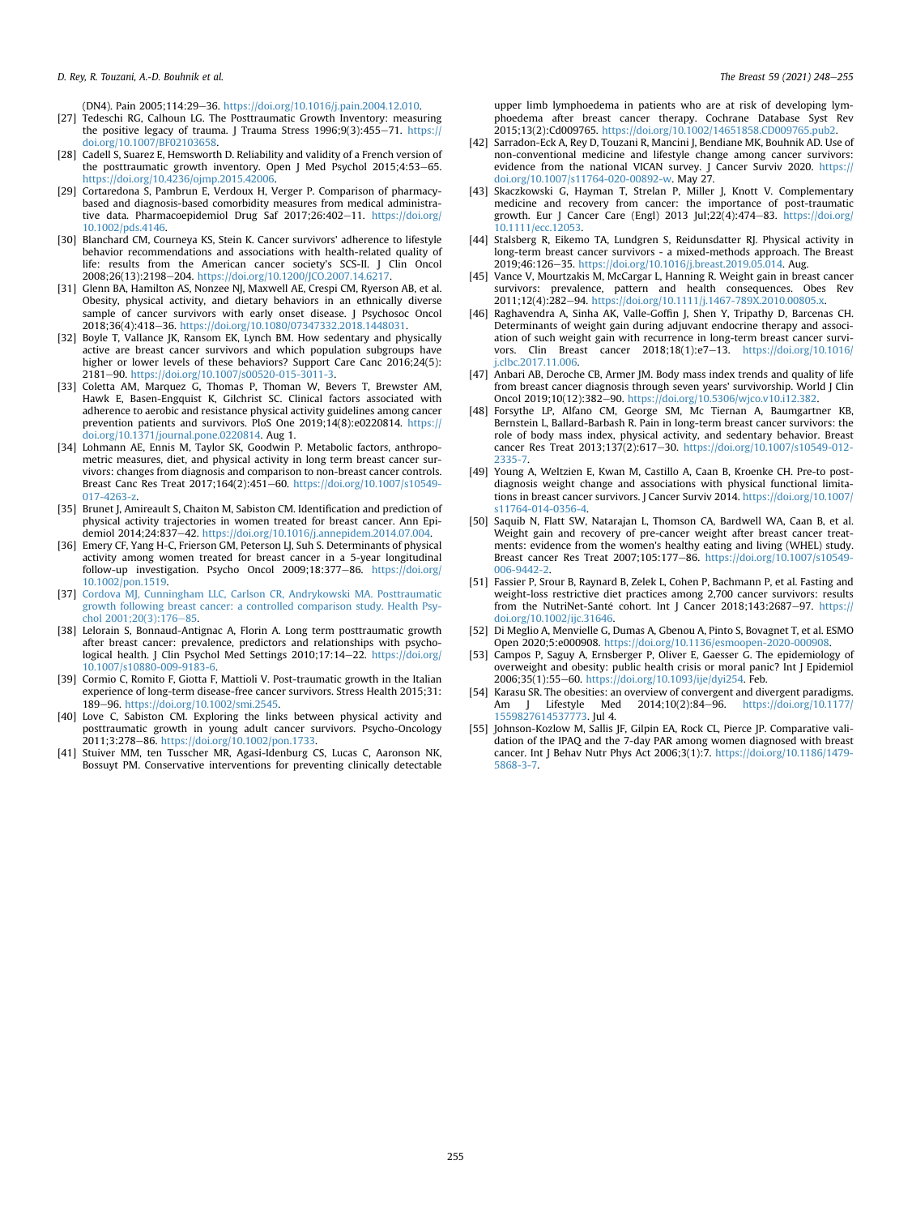(DN4). Pain 2005;114:29–36. https://doi.org/10.1016/j.pain.2004.12.010.

[27] Tedeschi RG, Calhoun LG. The Posttraumatic Growth Inventory: measuring the positive legacy of trauma. J Trauma Stress 1996;9(3):455–71. https://doi.org/10.1007/BF02103658.

[28] Cadell S, Suarez E, Hemsworth D. Reliability and validity of a French version of the posttraumatic growth inventory. Open J Med Psychol 2015;4:53–65. https://doi.org/10.4236/ojmp.2015.42006.

[29] Cortaredona S, Pambrun E, Verdoux H, Verger P. Comparison of pharmacy-based and diagnosis-based comorbidity measures from medical administrative data. Pharmacoepidemiol Drug Saf 2017;26:402–11. https://doi.org/10.1002/pds.4146.

[30] Blanchard CM, Courneya KS, Stein K. Cancer survivors' adherence to lifestyle behavior recommendations and associations with health-related quality of life: results from the American cancer society's SCS-II. J Clin Oncol 2008;26(13):2198–204. https://doi.org/10.1200/JCO.2007.14.6217.

[31] Glenn BA, Hamilton AS, Nonzee NJ, Maxwell AE, Crespi CM, Ryerson AB, et al. Obesity, physical activity, and dietary behaviors in an ethnically diverse sample of cancer survivors with early onset disease. J Psychosoc Oncol 2018;36(4):418–36. https://doi.org/10.1080/07347332.2018.1448031.

[32] Boyle T, Vallance JK, Ransom EK, Lynch BM. How sedentary and physically active are breast cancer survivors and which population subgroups have higher or lower levels of these behaviors? Support Care Canc 2016;24(5):2181–90. https://doi.org/10.1007/s00520-015-3011-3.

[33] Coletta AM, Marquez G, Thomas P, Thoman W, Bevers T, Brewster AM, Hawk E, Basen-Engquist K, Gilchrist SC. Clinical factors associated with adherence to aerobic and resistance physical activity guidelines among cancer prevention patients and survivors. PloS One 2019;14(8):e0220814. https://doi.org/10.1371/journal.pone.0220814. Aug 1.

[34] Lohmann AE, Ennis M, Taylor SK, Goodwin P. Metabolic factors, anthropometric measures, diet, and physical activity in long term breast cancer survivors: changes from diagnosis and comparison to non-breast cancer controls. Breast Canc Res Treat 2017;164(2):451–60. https://doi.org/10.1007/s10549-017-4263-z.

[35] Brunet J, Amireault S, Chaiton M, Sabiston CM. Identification and prediction of physical activity trajectories in women treated for breast cancer. Ann Epidemiol 2014;24:837–42. https://doi.org/10.1016/j.annepidem.2014.07.004.

[36] Emery CF, Yang H-C, Frierson GM, Peterson LJ, Suh S. Determinants of physical activity among women treated for breast cancer in a 5-year longitudinal follow-up investigation. Psycho Oncol 2009;18:377–86. https://doi.org/10.1002/pon.1519.

[37] Cordova MJ, Cunningham LLC, Carlson CR, Andrykowski MA. Posttraumatic growth following breast cancer: a controlled comparison study. Health Psychol 2001;20(3):176–85.

[38] Lelorain S, Bonnaud-Antignac A, Florin A. Long term posttraumatic growth after breast cancer: prevalence, predictors and relationships with psychological health. J Clin Psychol Med Settings 2010;17:14–22. https://doi.org/10.1007/s10880-009-9183-6.

[39] Cormio C, Romito F, Giotta F, Mattioli V. Post-traumatic growth in the Italian experience of long-term disease-free cancer survivors. Stress Health 2015;31:189–96. https://doi.org/10.1002/smi.2545.

[40] Love C, Sabiston CM. Exploring the links between physical activity and posttraumatic growth in young adult cancer survivors. Psycho-Oncology 2011;3:278–86. https://doi.org/10.1002/pon.1733.

[41] Stuiver MM, ten Tusscher MR, Agasi-Idenburg CS, Lucas C, Aaronson NK, Bossuyt PM. Conservative interventions for preventing clinically detectable upper limb lymphoedema in patients who are at risk of developing lymphoedema after breast cancer therapy. Cochrane Database Syst Rev 2015;13(2):Cd009765. https://doi.org/10.1002/14651858.CD009765.pub2.

[42] Sarradon-Eck A, Rey D, Touzani R, Mancini J, Bendiane MK, Bouhnik AD. Use of non-conventional medicine and lifestyle change among cancer survivors: evidence from the national VICAN survey. J Cancer Surviv 2020. https://doi.org/10.1007/s11764-020-00892-w. May 27.

[43] Skaczkowski G, Hayman T, Strelan P, Miller J, Knott V. Complementary medicine and recovery from cancer: the importance of post-traumatic growth. Eur J Cancer Care (Engl) 2013 Jul;22(4):474–83. https://doi.org/10.1111/ecc.12053.

[44] Stalsberg R, Eikemo TA, Lundgren S, Reidunsdatter RJ. Physical activity in long-term breast cancer survivors - a mixed-methods approach. The Breast 2019;46:126–35. https://doi.org/10.1016/j.breast.2019.05.014. Aug.

[45] Vance V, Mourtzakis M, McCargar L, Hanning R. Weight gain in breast cancer survivors: prevalence, pattern and health consequences. Obes Rev 2011;12(4):282–94. https://doi.org/10.1111/j.1467-789X.2010.00805.x.

[46] Raghavendra A, Sinha AK, Valle-Goffin J, Shen Y, Tripathy D, Barcenas CH. Determinants of weight gain during adjuvant endocrine therapy and association of such weight gain with recurrence in long-term breast cancer survivors. Clin Breast cancer 2018;18(1):e7–13. https://doi.org/10.1016/j.clbc.2017.11.006.

[47] Anbari AB, Deroche CB, Armer JM. Body mass index trends and quality of life from breast cancer diagnosis through seven years' survivorship. World J Clin Oncol 2019;10(12):382–90. https://doi.org/10.5306/wjco.v10.i12.382.

[48] Forsythe LP, Alfano CM, George SM, Mc Tiernan A, Baumgartner KB, Bernstein L, Ballard-Barbash R. Pain in long-term breast cancer survivors: the role of body mass index, physical activity, and sedentary behavior. Breast cancer Res Treat 2013;137(2):617–30. https://doi.org/10.1007/s10549-012-2335-7.

[49] Young A, Weltzien E, Kwan M, Castillo A, Caan B, Kroenke CH. Pre-to post-diagnosis weight change and associations with physical functional limitations in breast cancer survivors. J Cancer Surviv 2014. https://doi.org/10.1007/s11764-014-0356-4.

[50] Saquib N, Flatt SW, Natarajan L, Thomson CA, Bardwell WA, Caan B, et al. Weight gain and recovery of pre-cancer weight after breast cancer treatments: evidence from the women's healthy eating and living (WHEL) study. Breast cancer Res Treat 2007;105:177–86. https://doi.org/10.1007/s10549-006-9442-2.

[51] Fassier P, Srour B, Raynard B, Zelek L, Cohen P, Bachmann P, et al. Fasting and weight-loss restrictive diet practices among 2,700 cancer survivors: results from the NutriNet-Santé cohort. Int J Cancer 2018;143:2687–97. https://doi.org/10.1002/ijc.31646.

[52] Di Meglio A, Menvielle G, Dumas A, Gbenou A, Pinto S, Bovagnet T, et al. ESMO Open 2020;5:e000908. https://doi.org/10.1136/esmoopen-2020-000908.

[53] Campos P, Saguy A, Ernsberger P, Oliver E, Gaesser G. The epidemiology of overweight and obesity: public health crisis or moral panic? Int J Epidemiol 2006;35(1):55–60. https://doi.org/10.1093/ije/dyi254. Feb.

[54] Karasu SR. The obesities: an overview of convergent and divergent paradigms. Am J Lifestyle Med 2014;10(2):84–96. https://doi.org/10.1177/1559827614537773. Jul 4.

[55] Johnson-Kozlow M, Sallis JF, Gilpin EA, Rock CL, Pierce JP. Comparative validation of the IPAQ and the 7-day PAR among women diagnosed with breast cancer. Int J Behav Nutr Phys Act 2006;3(1):7. https://doi.org/10.1186/1479-5868-3-7.